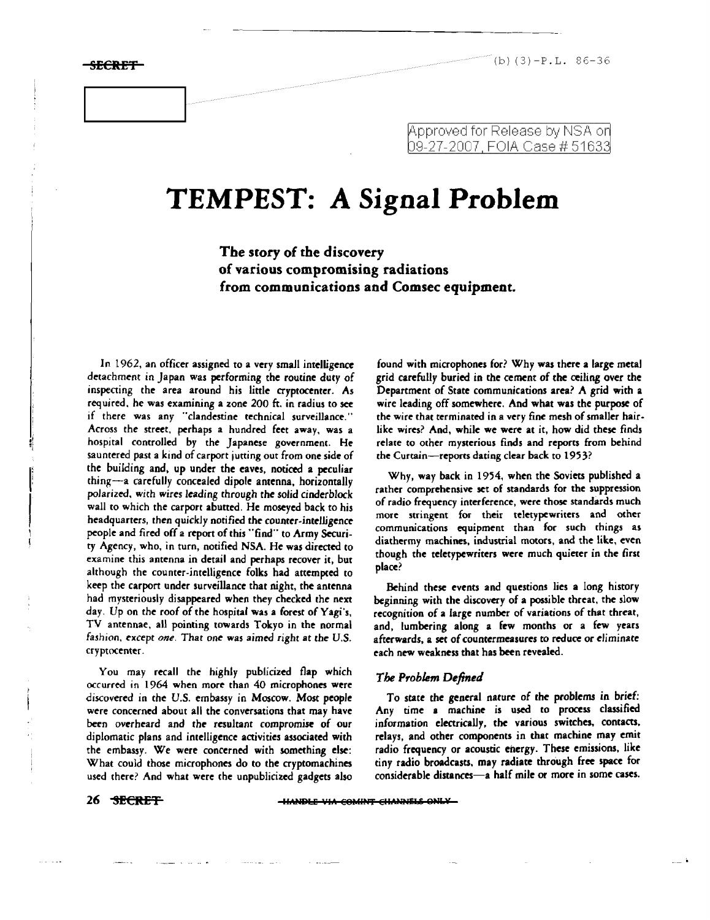SECRET

(b)(3)-P.L. 86-36

Approved for Release by NSA on 09-27-2007, FOIA Case # 51633

# TEMPEST: A Signal Problem

**The story of the discovery of various compromising radiations from communications and Comsec equipment.**

In 1962, an officer assigned to a very small intelligence detachment in Japan was performing the routine duty of inspecting the area around his little cryptocenter. As required, he was examining a zone 200 ft. in radius to see if there was any "clandestine technical surveillance." Across the street, perhaps a hundred feet away, was a hospital controlled by the Japanese government. He sauntered past a kind of carport jutting out from one side of the building and, up under the eaves, noticed a peculiar thing—a carefully concealed dipole antenna, horizontally polarized, with wires leading through the solid cinderblock wall to which the carport abutted. He moseyed back to his headquarters, then quickly notified the counter-intelligence people and fired off a report of this "find" to Army Security Agency, who, in turn, notified NSA. He was directed to examine this antenna in detail and perhaps recover it, but although the counter-intelligence folks had attempted to keep the carport under surveillance that night, the antenna had mysteriously disappeared when they checked the next day. Up on the roof of the hospital was a forest of Yagi's, TV antennae, all pointing towards Tokyo in the normal fashion, except *one*. That one was aimed right at the U.S. cryptocenter.

You may recall the highly publicized flap which occurred in 1964 when more than 40 microphones were discovered in the U.S. embassy in Moscow. Most people were concerned about all the conversations that may have been overheard and the resultant compromise of our diplomatic plans and intelligence activities associated with the embassy. We were concerned with something else: What could those microphones do to the cryptomachines used there? And what were the unpublicized gadgets also found with microphones for? Why was there a large metal grid carefully buried in the cement of the ceiling over the Department of State communications area? A grid with a wire leading off somewhere. And what was the purpose of the wire that terminated in a very fine mesh of smaller hair-like wires? And, while we were at it, how did these finds relate to other mysterious finds and reports from behind the Curtain—reports dating clear back to 1953?

Why, way back in 1954, when the Soviets published a rather comprehensive set of standards for the suppression of radio frequency interference, were those standards much more stringent for their teletypewriters and other communications equipment than for such things as diathermy machines, industrial motors, and the like, even though the teletypewriters were much quieter in the first place?

Behind these events and questions lies a long history beginning with the discovery of a possible threat, the slow recognition of a large number of variations of that threat, and, lumbering along a few months or a few years afterwards, a set of countermeasures to reduce or eliminate each new weakness that has been revealed.

### *The Problem Defined*

To state the general nature of the problems in brief: Any time a machine is used to process classified information electrically, the various switches, contacts, relays, and other components in that machine may emit radio frequency or acoustic energy. These emissions, like tiny radio broadcasts, may radiate through free space for considerable distances—a half mile or more in some cases.

SECRET

HANDLE VIA COMINT CHANNELS ONLY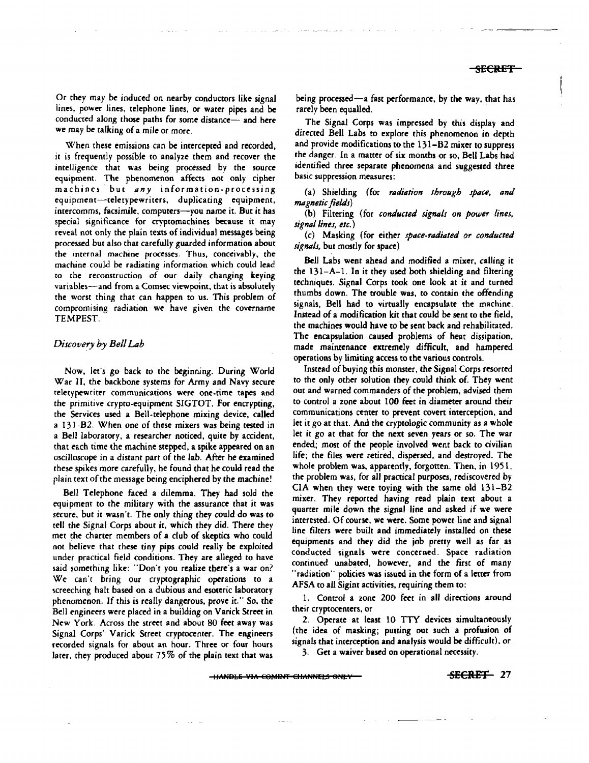Or they may be induced on nearby conductors like signal lines, power lines, telephone lines, or water pipes and be conducted along those paths for some distance— and here we may be talking of a mile or more.

When these emissions can be intercepted and recorded, it is frequently possible to analyze them and recover the intelligence that was being processed by the source equipment. The phenomenon affects not only cipher machines but *any* information-processing equipment—teletypewriters, duplicating equipment, intercomms, facsimile, computers—you name it. But it has special significance for cryptomachines because it may reveal not only the plain texts of individual messages being processed but also that carefully guarded information about the internal machine processes. Thus, conceivably, the machine could be radiating information which could lead to the reconstruction of our daily changing keying variables—and from a Comsec viewpoint, that is absolutely the worst thing that can happen to us. This problem of compromising radiation we have given the covername TEMPEST.

### *Discovery by Bell Lab*

Now, let's go back to the beginning. During World War II, the backbone systems for Army and Navy secure teletypewriter communications were one-time tapes and the primitive crypto-equipment SIGTOT. For encrypting, the Services used a Bell-telephone mixing device, called a 131-B2. When one of these mixers was being tested in a Bell laboratory, a researcher noticed, quite by accident, that each time the machine stepped, a spike appeared on an oscilloscope in a distant part of the lab. After he examined these spikes more carefully, he found that he could read the plain text of the message being enciphered by the machine!

Bell Telephone faced a dilemma. They had sold the equipment to the military with the assurance that it was secure, but it wasn't. The only thing they could do was to tell the Signal Corps about it, which they did. There they met the charter members of a club of skeptics who could not believe that these tiny pips could really be exploited under practical field conditions. They are alleged to have said something like: "Don't you realize there's a war on? We can't bring our cryptographic operations to a screeching halt based on a dubious and esoteric laboratory phenomenon. If this is really dangerous, prove it." So, the Bell engineers were placed in a building on Varick Street in New York. Across the street and about 80 feet away was Signal Corps' Varick Street cryptocenter. The engineers recorded signals for about an hour. Three or four hours later, they produced about 75% of the plain text that was being processed—a fast performance, by the way, that has rarely been equalled.

The Signal Corps was impressed by this display and directed Bell Labs to explore this phenomenon in depth and provide modifications to the 131-B2 mixer to suppress the danger. In a matter of six months or so, Bell Labs had identified three separate phenomena and suggested three basic suppression measures:

(a) Shielding (for *radiation through space, and magnetic fields*)

(b) Filtering (for *conducted signals on power lines, signal lines, etc.*)

(c) Masking (for either *space-radiated or conducted signals*, but mostly for space)

Bell Labs went ahead and modified a mixer, calling it the 131-A-1. In it they used both shielding and filtering techniques. Signal Corps took one look at it and turned thumbs down. The trouble was, to contain the offending signals, Bell had to virtually encapsulate the machine. Instead of a modification kit that could be sent to the field, the machines would have to be sent back and rehabilitated. The encapsulation caused problems of heat dissipation, made maintenance extremely difficult, and hampered operations by limiting access to the various controls.

Instead of buying this monster, the Signal Corps resorted to the only other solution they could think of. They went out and warned commanders of the problem, advised them to control a zone about 100 feet in diameter around their communications center to prevent covert interception, and let it go at that. And the cryptologic community as a whole let it go at that for the next seven years or so. The war ended; most of the people involved went back to civilian life; the files were retired, dispersed, and destroyed. The whole problem was, apparently, forgotten. Then, in 1951, the problem was, for all practical purposes, rediscovered by CIA when they were toying with the same old 131-B2 mixer. They reported having read plain text about a quarter mile down the signal line and asked if we were interested. Of course, we were. Some power line and signal line filters were built and immediately installed on these equipments and they did the job pretty well as far as conducted signals were concerned. Space radiation continued unabated, however, and the first of many "radiation" policies was issued in the form of a letter from AFSA to all Sigint activities, requiring them to:

1. Control a zone 200 feet in all directions around their cryptocenters, or
2. Operate at least 10 TTY devices simultaneously (the idea of masking; putting out such a profusion of signals that interception and analysis would be difficult), or
3. Get a waiver based on operational necessity.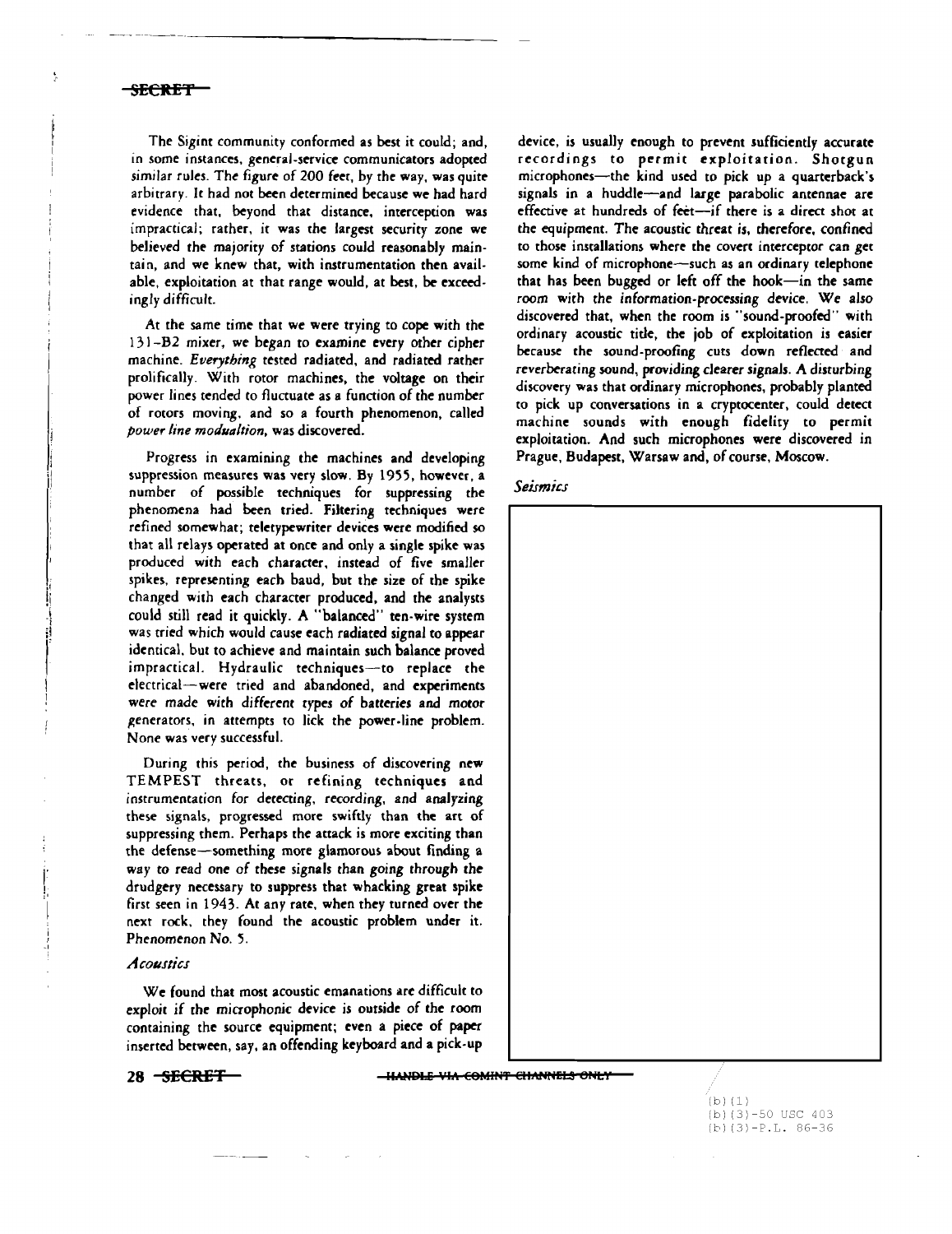The Sigint community conformed as best it could; and, in some instances, general-service communicators adopted similar rules. The figure of 200 feet, by the way, was quite arbitrary. It had not been determined because we had hard evidence that, beyond that distance, interception was impractical; rather, it was the largest security zone we believed the majority of stations could reasonably maintain, and we knew that, with instrumentation then available, exploitation at that range would, at best, be exceedingly difficult.

At the same time that we were trying to cope with the 131-B2 mixer, we began to examine every other cipher machine. *Everything* tested radiated, and radiated rather prolifically. With rotor machines, the voltage on their power lines tended to fluctuate as a function of the number of rotors moving, and so a fourth phenomenon, called *power line modualtion*, was discovered.

Progress in examining the machines and developing suppression measures was very slow. By 1955, however, a number of possible techniques for suppressing the phenomena had been tried. Filtering techniques were refined somewhat; teletypewriter devices were modified so that all relays operated at once and only a single spike was produced with each character, instead of five smaller spikes, representing each baud, but the size of the spike changed with each character produced, and the analysts could still read it quickly. A "balanced" ten-wire system was tried which would cause each radiated signal to appear identical, but to achieve and maintain such balance proved impractical. Hydraulic techniques—to replace the electrical—were tried and abandoned, and experiments were made with different types of batteries and motor generators, in attempts to lick the power-line problem. None was very successful.

During this period, the business of discovering new TEMPEST threats, or refining techniques and instrumentation for detecting, recording, and analyzing these signals, progressed more swiftly than the art of suppressing them. Perhaps the attack is more exciting than the defense—something more glamorous about finding a way to read one of these signals than going through the drudgery necessary to suppress that whacking great spike first seen in 1943. At any rate, when they turned over the next rock, they found the acoustic problem under it. Phenomenon No. 5.

### *Acoustics*

We found that most acoustic emanations are difficult to exploit if the microphonic device is outside of the room containing the source equipment; even a piece of paper inserted between, say, an offending keyboard and a pick-up device, is usually enough to prevent sufficiently accurate recordings to permit exploitation. Shotgun microphones—the kind used to pick up a quarterback's signals in a huddle—and large parabolic antennae are effective at hundreds of feet—if there is a direct shot at the equipment. The acoustic threat is, therefore, confined to those installations where the covert interceptor can get some kind of microphone—such as an ordinary telephone that has been bugged or left off the hook—in the same room with the information-processing device. We also discovered that, when the room is "sound-proofed" with ordinary acoustic title, the job of exploitation is easier because the sound-proofing cuts down reflected and reverberating sound, providing clearer signals. A disturbing discovery was that ordinary microphones, probably planted to pick up conversations in a cryptocenter, could detect machine sounds with enough fidelity to permit exploitation. And such microphones were discovered in Prague, Budapest, Warsaw and, of course, Moscow.

### *Seismics*

(b)(1)
(b)(3)-50 USC 403
(b)(3)-P.L. 86-36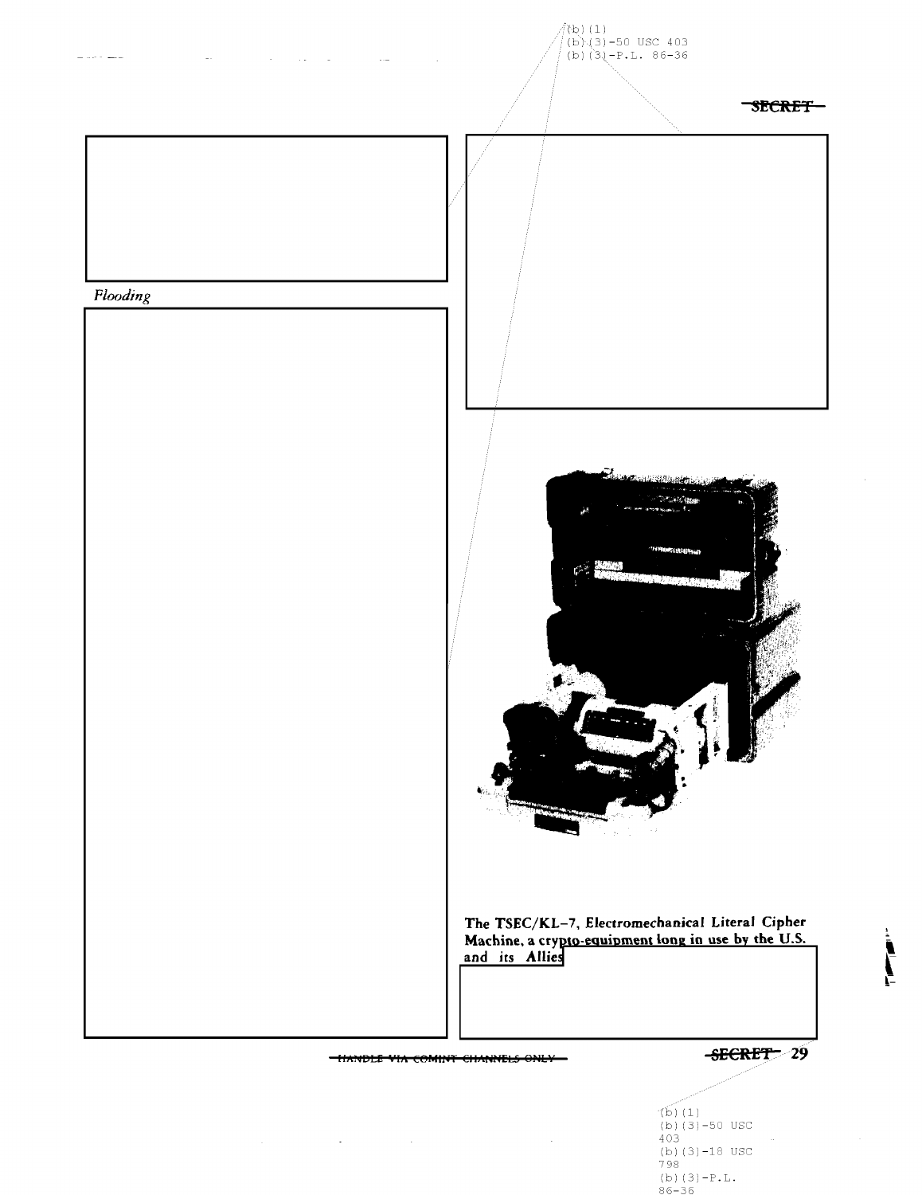(b)(1)
(b)(3)-50 USC 403
(b)(3)-P.L. 86-36

~~SECRET~~

*Flooding*

The TSEC/KL-7, Electromechanical Literal Cipher Machine, a crypto-equipment long in use by the U.S. and its Allies

~~HANDLE VIA COMINT CHANNELS ONLY~~

~~SECRET~~

(b)(1)
(b)(3)-50 USC 403
(b)(3)-18 USC 798
(b)(3)-P.L. 86-36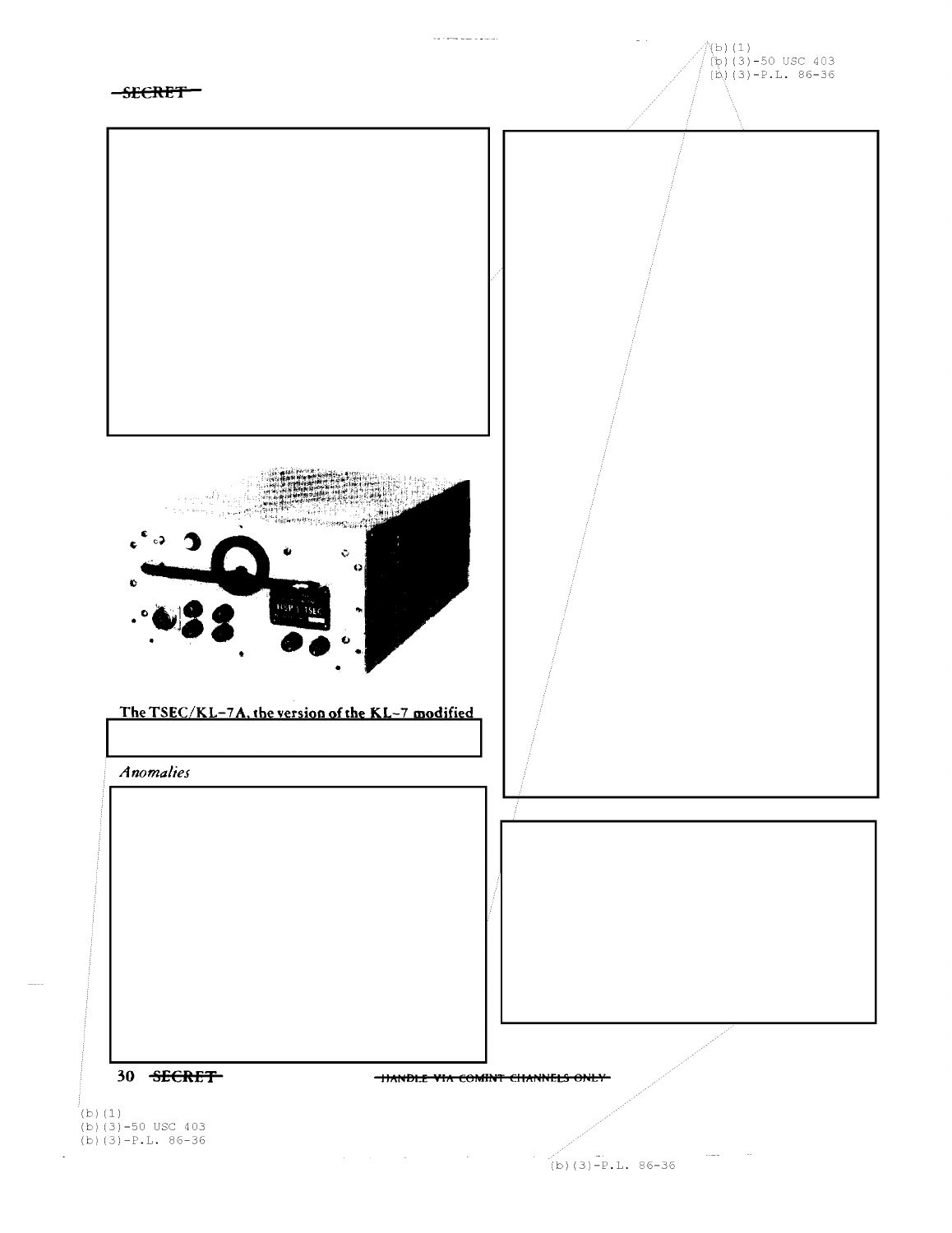~~SECRET~~

(b)(1)
(b)(3)-50 USC 403
(b)(3)-P.L. 86-36

The TSEC/KL-7A, the version of the KL-7 modified

*Anomalies*

~~HANDLE VIA COMINT CHANNELS ONLY~~

(b)(1)
(b)(3)-50 USC 403
(b)(3)-P.L. 86-36

(b)(3)-P.L. 86-36